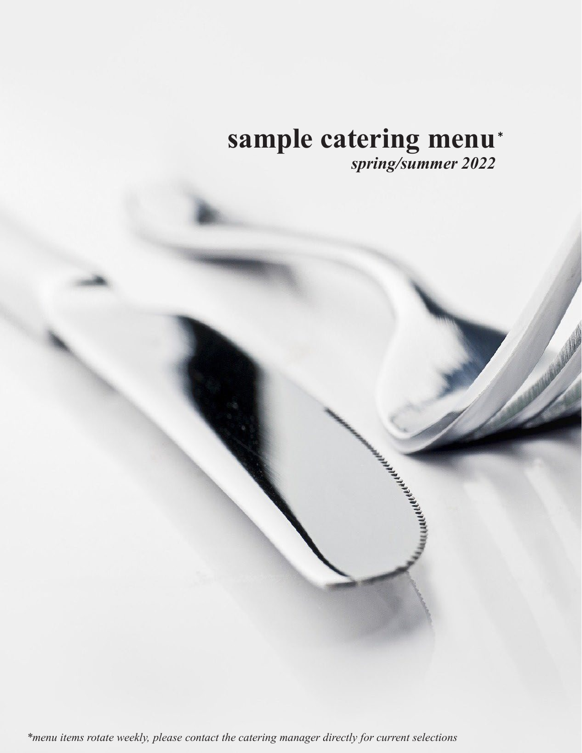# sample catering menu*

***spring/summer 2022***

*\*menu items rotate weekly, please contact the catering manager directly for current selections*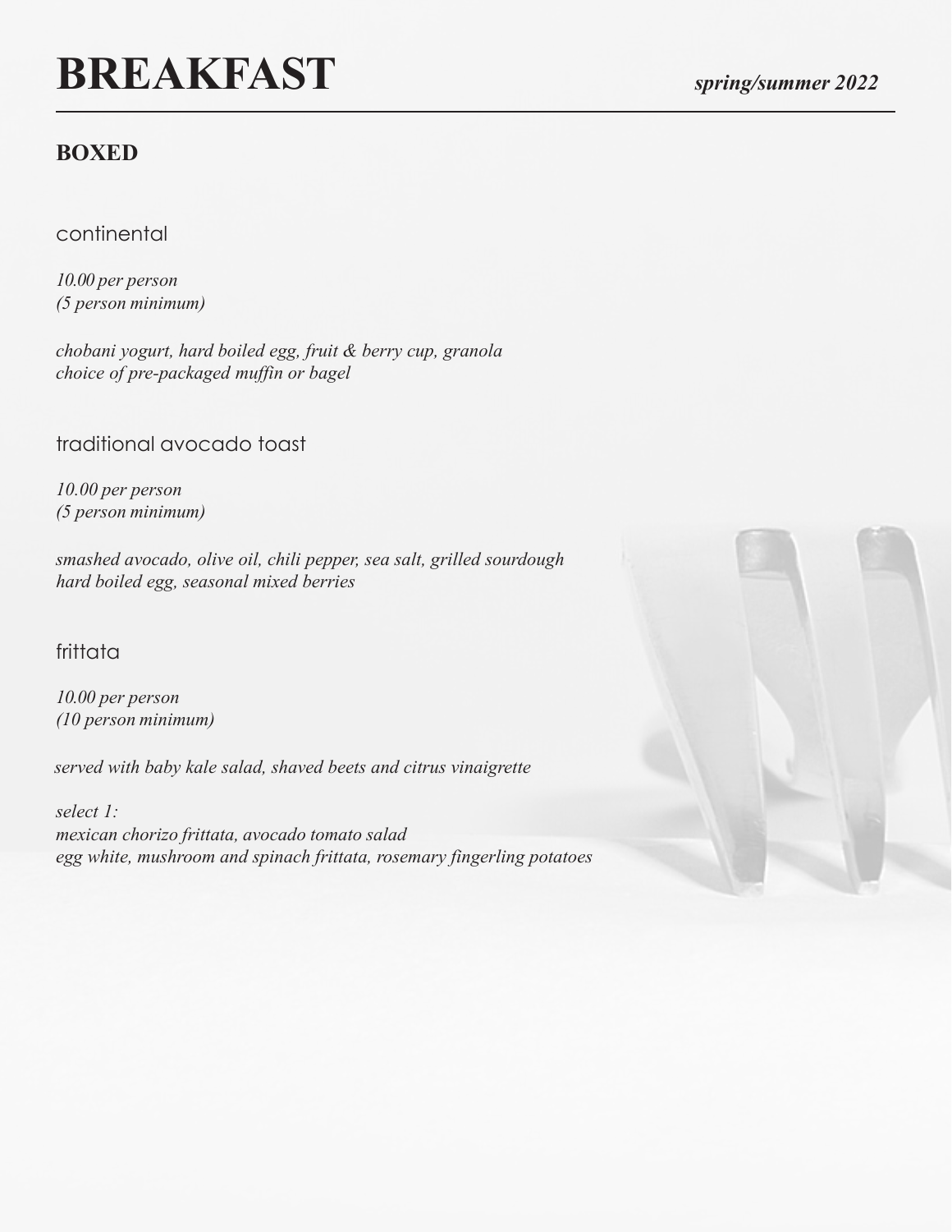# BREAKFAST

***spring/summer 2022***

## BOXED

### continental

*10.00 per person*
*(5 person minimum)*

*chobani yogurt, hard boiled egg, fruit & berry cup, granola*
*choice of pre-packaged muffin or bagel*

### traditional avocado toast

*10.00 per person*
*(5 person minimum)*

*smashed avocado, olive oil, chili pepper, sea salt, grilled sourdough*
*hard boiled egg, seasonal mixed berries*

### frittata

*10.00 per person*
*(10 person minimum)*

*served with baby kale salad, shaved beets and citrus vinaigrette*

*select 1:*
*mexican chorizo frittata, avocado tomato salad*
*egg white, mushroom and spinach frittata, rosemary fingerling potatoes*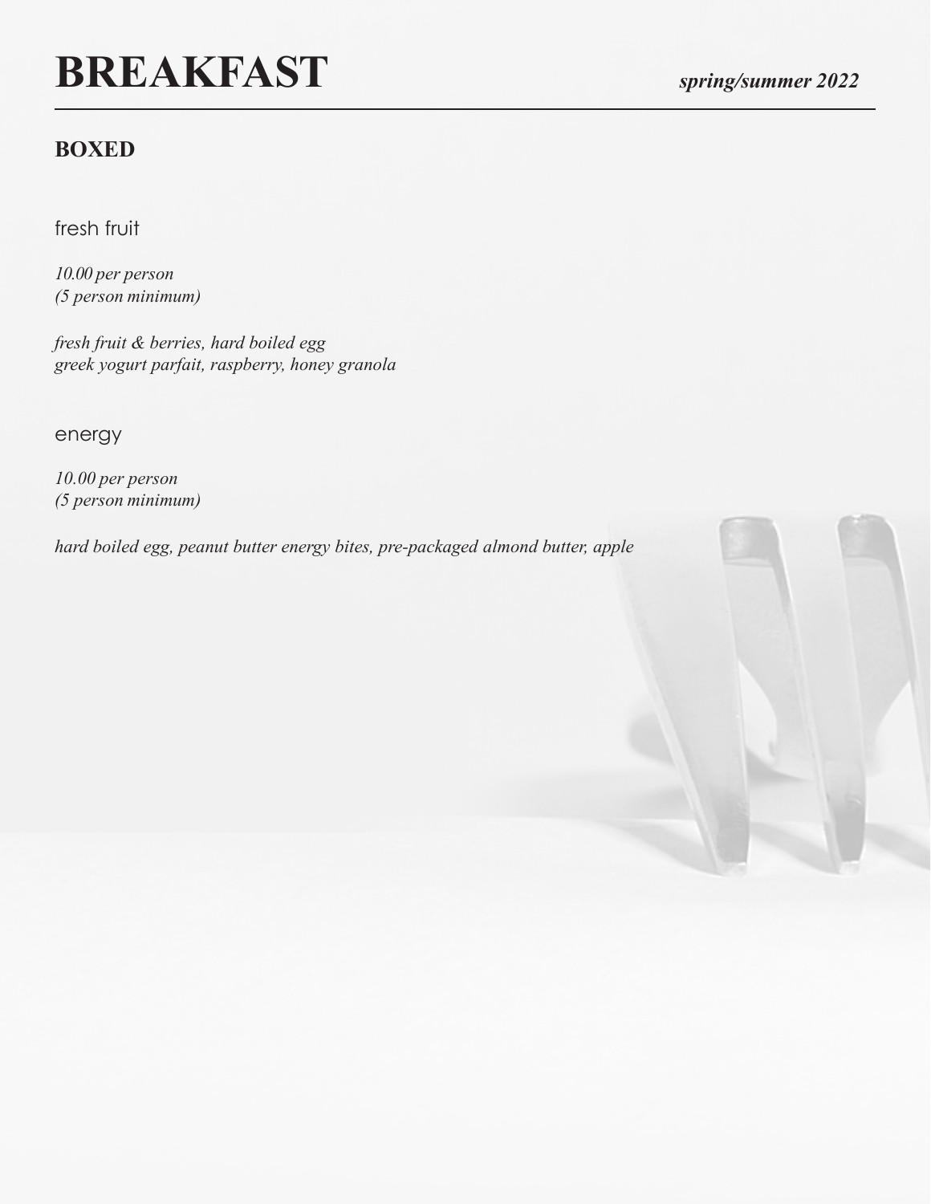# BREAKFAST

*spring/summer 2022*

## BOXED

### fresh fruit

*10.00 per person*
*(5 person minimum)*

*fresh fruit & berries, hard boiled egg*
*greek yogurt parfait, raspberry, honey granola*

### energy

*10.00 per person*
*(5 person minimum)*

*hard boiled egg, peanut butter energy bites, pre-packaged almond butter, apple*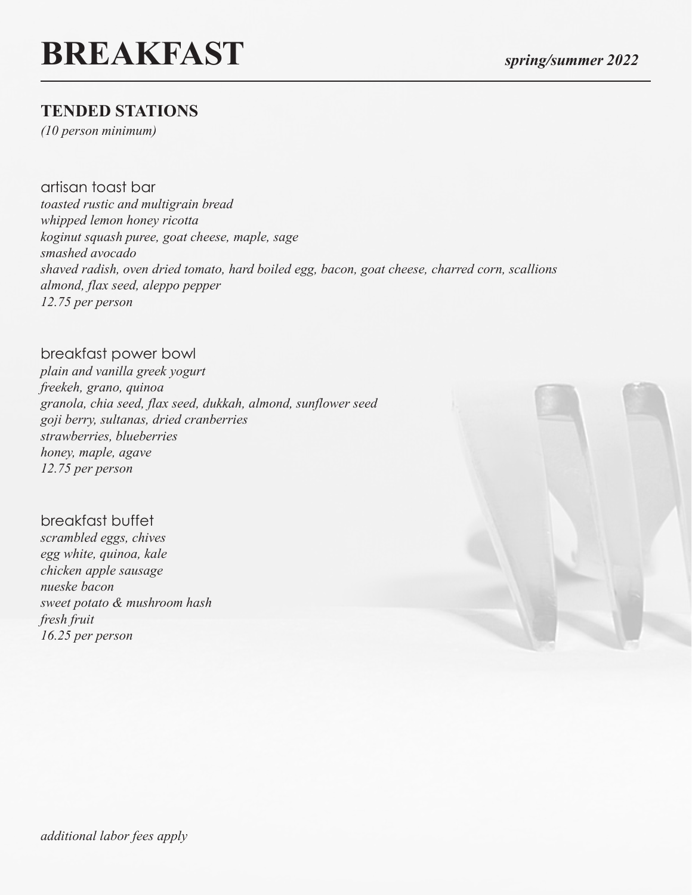# BREAKFAST

***spring/summer 2022***

## TENDED STATIONS

*(10 person minimum)*

### artisan toast bar

*toasted rustic and multigrain bread*
*whipped lemon honey ricotta*
*koginut squash puree, goat cheese, maple, sage*
*smashed avocado*
*shaved radish, oven dried tomato, hard boiled egg, bacon, goat cheese, charred corn, scallions*
*almond, flax seed, aleppo pepper*
*12.75 per person*

### breakfast power bowl

*plain and vanilla greek yogurt*
*freekeh, grano, quinoa*
*granola, chia seed, flax seed, dukkah, almond, sunflower seed*
*goji berry, sultanas, dried cranberries*
*strawberries, blueberries*
*honey, maple, agave*
*12.75 per person*

### breakfast buffet

*scrambled eggs, chives*
*egg white, quinoa, kale*
*chicken apple sausage*
*nueske bacon*
*sweet potato & mushroom hash*
*fresh fruit*
*16.25 per person*

*additional labor fees apply*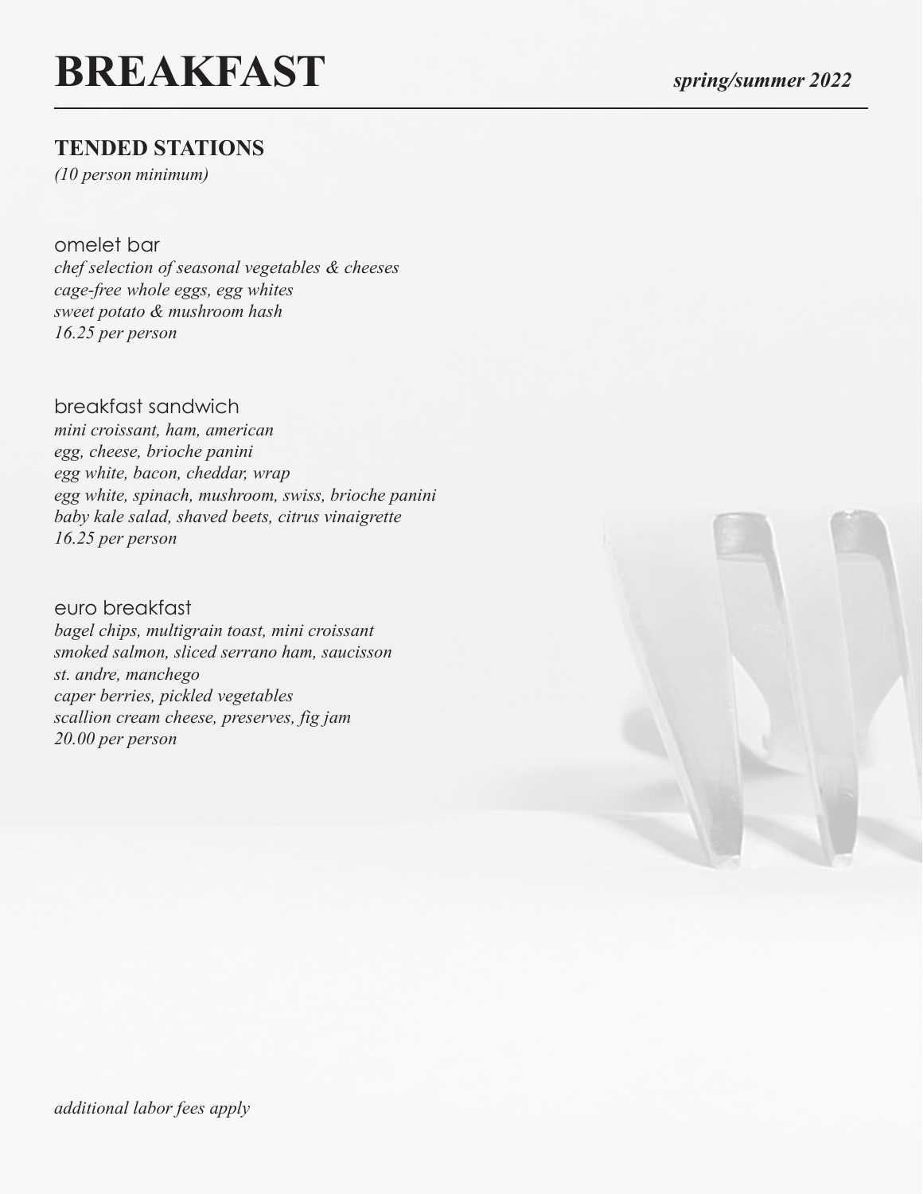# BREAKFAST

***spring/summer 2022***

## TENDED STATIONS

*(10 person minimum)*

### omelet bar

*chef selection of seasonal vegetables & cheeses*
*cage-free whole eggs, egg whites*
*sweet potato & mushroom hash*
*16.25 per person*

### breakfast sandwich

*mini croissant, ham, american*
*egg, cheese, brioche panini*
*egg white, bacon, cheddar, wrap*
*egg white, spinach, mushroom, swiss, brioche panini*
*baby kale salad, shaved beets, citrus vinaigrette*
*16.25 per person*

### euro breakfast

*bagel chips, multigrain toast, mini croissant*
*smoked salmon, sliced serrano ham, saucisson*
*st. andre, manchego*
*caper berries, pickled vegetables*
*scallion cream cheese, preserves, fig jam*
*20.00 per person*

*additional labor fees apply*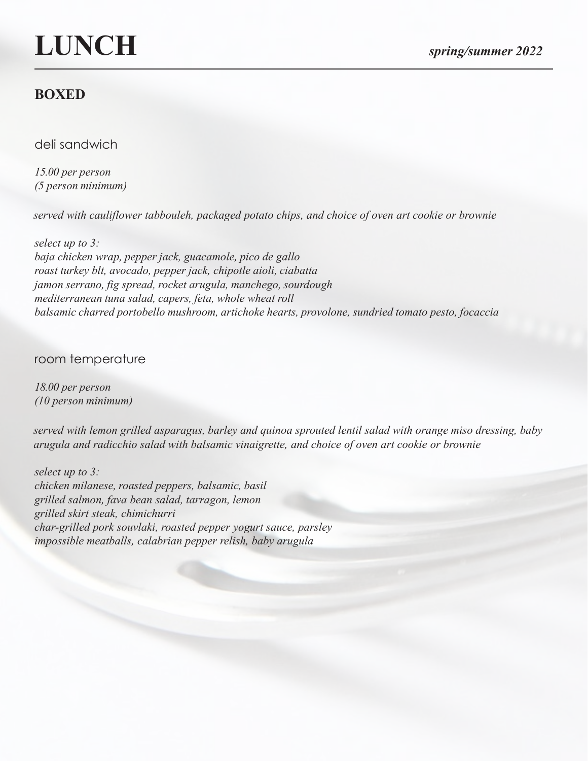# LUNCH

***spring/summer 2022***

## BOXED

### deli sandwich

*15.00 per person*
*(5 person minimum)*

*served with cauliflower tabbouleh, packaged potato chips, and choice of oven art cookie or brownie*

*select up to 3:*
*baja chicken wrap, pepper jack, guacamole, pico de gallo*
*roast turkey blt, avocado, pepper jack, chipotle aioli, ciabatta*
*jamon serrano, fig spread, rocket arugula, manchego, sourdough*
*mediterranean tuna salad, capers, feta, whole wheat roll*
*balsamic charred portobello mushroom, artichoke hearts, provolone, sundried tomato pesto, focaccia*

### room temperature

*18.00 per person*
*(10 person minimum)*

*served with lemon grilled asparagus, barley and quinoa sprouted lentil salad with orange miso dressing, baby arugula and radicchio salad with balsamic vinaigrette, and choice of oven art cookie or brownie*

*select up to 3:*
*chicken milanese, roasted peppers, balsamic, basil*
*grilled salmon, fava bean salad, tarragon, lemon*
*grilled skirt steak, chimichurri*
*char-grilled pork souvlaki, roasted pepper yogurt sauce, parsley*
*impossible meatballs, calabrian pepper relish, baby arugula*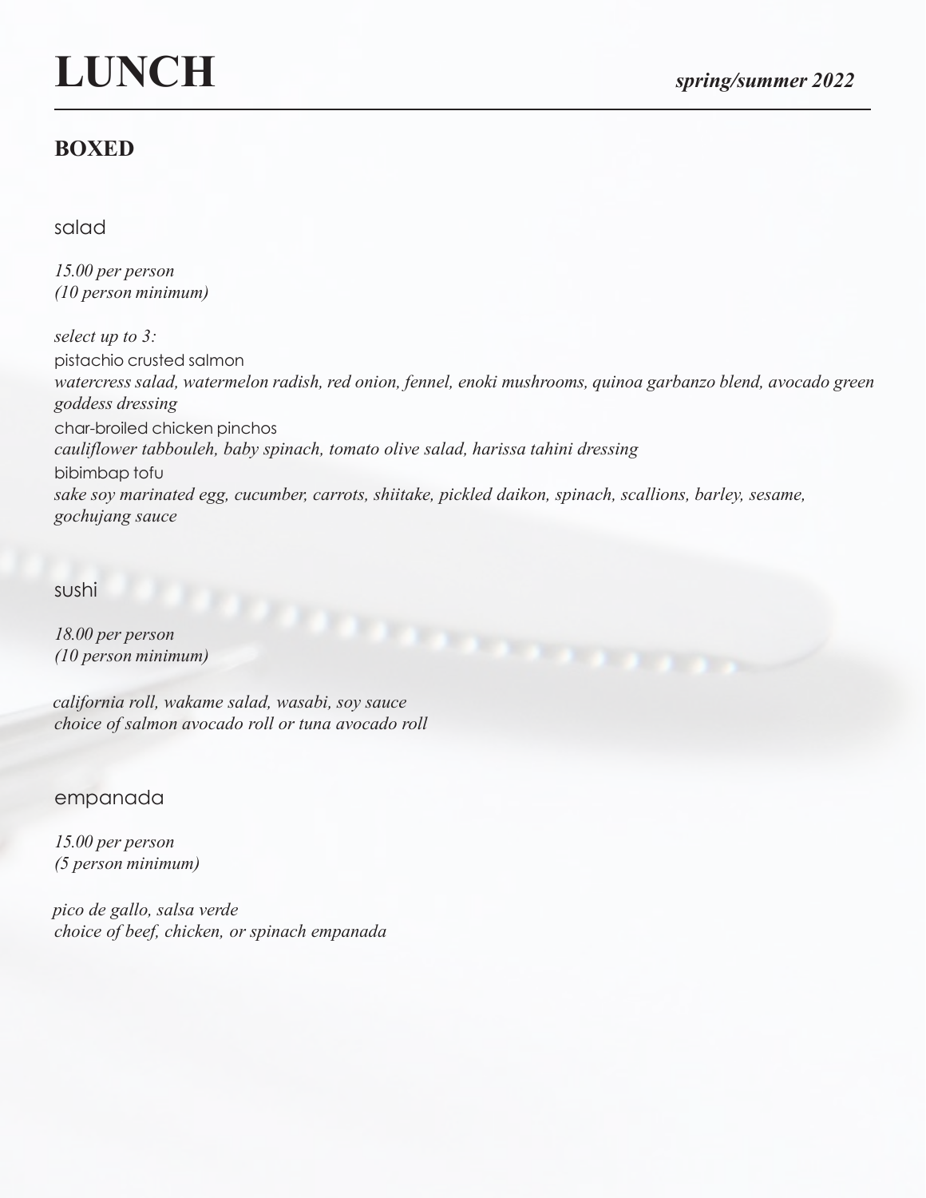# LUNCH

*spring/summer 2022*

## BOXED

### salad

*15.00 per person*
*(10 person minimum)*

*select up to 3:*

pistachio crusted salmon
*watercress salad, watermelon radish, red onion, fennel, enoki mushrooms, quinoa garbanzo blend, avocado green goddess dressing*

char-broiled chicken pinchos
*cauliflower tabbouleh, baby spinach, tomato olive salad, harissa tahini dressing*

bibimbap tofu
*sake soy marinated egg, cucumber, carrots, shiitake, pickled daikon, spinach, scallions, barley, sesame, gochujang sauce*

### sushi

*18.00 per person*
*(10 person minimum)*

*california roll, wakame salad, wasabi, soy sauce*
*choice of salmon avocado roll or tuna avocado roll*

### empanada

*15.00 per person*
*(5 person minimum)*

*pico de gallo, salsa verde*
*choice of beef, chicken, or spinach empanada*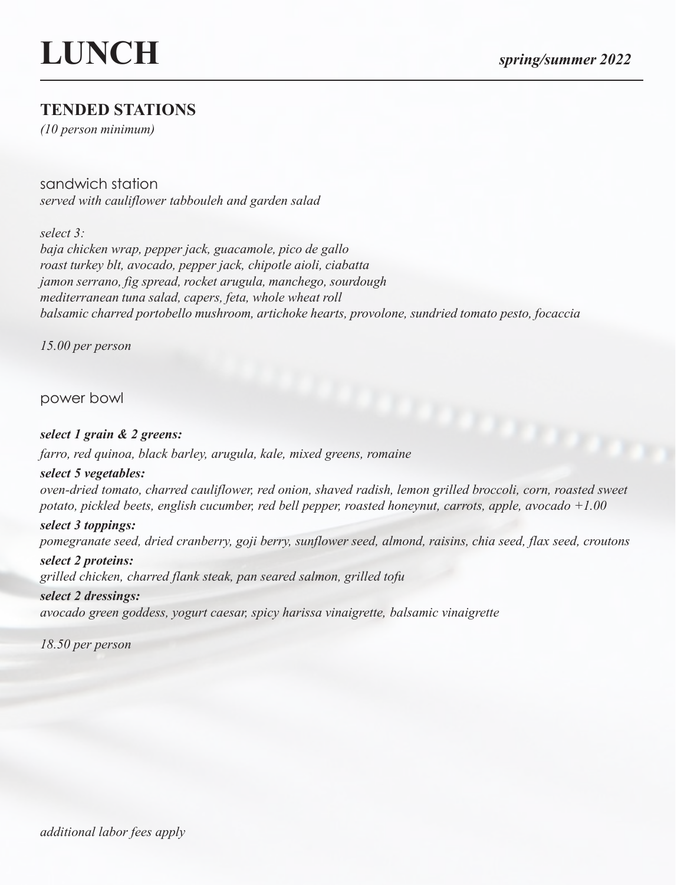# LUNCH

*spring/summer 2022*

## TENDED STATIONS

*(10 person minimum)*

### sandwich station

*served with cauliflower tabbouleh and garden salad*

*select 3:*
*baja chicken wrap, pepper jack, guacamole, pico de gallo*
*roast turkey blt, avocado, pepper jack, chipotle aioli, ciabatta*
*jamon serrano, fig spread, rocket arugula, manchego, sourdough*
*mediterranean tuna salad, capers, feta, whole wheat roll*
*balsamic charred portobello mushroom, artichoke hearts, provolone, sundried tomato pesto, focaccia*

*15.00 per person*

### power bowl

***select 1 grain & 2 greens:***
*farro, red quinoa, black barley, arugula, kale, mixed greens, romaine*

***select 5 vegetables:***
*oven-dried tomato, charred cauliflower, red onion, shaved radish, lemon grilled broccoli, corn, roasted sweet potato, pickled beets, english cucumber, red bell pepper, roasted honeynut, carrots, apple, avocado +1.00*

***select 3 toppings:***
*pomegranate seed, dried cranberry, goji berry, sunflower seed, almond, raisins, chia seed, flax seed, croutons*

***select 2 proteins:***
*grilled chicken, charred flank steak, pan seared salmon, grilled tofu*

***select 2 dressings:***
*avocado green goddess, yogurt caesar, spicy harissa vinaigrette, balsamic vinaigrette*

*18.50 per person*

*additional labor fees apply*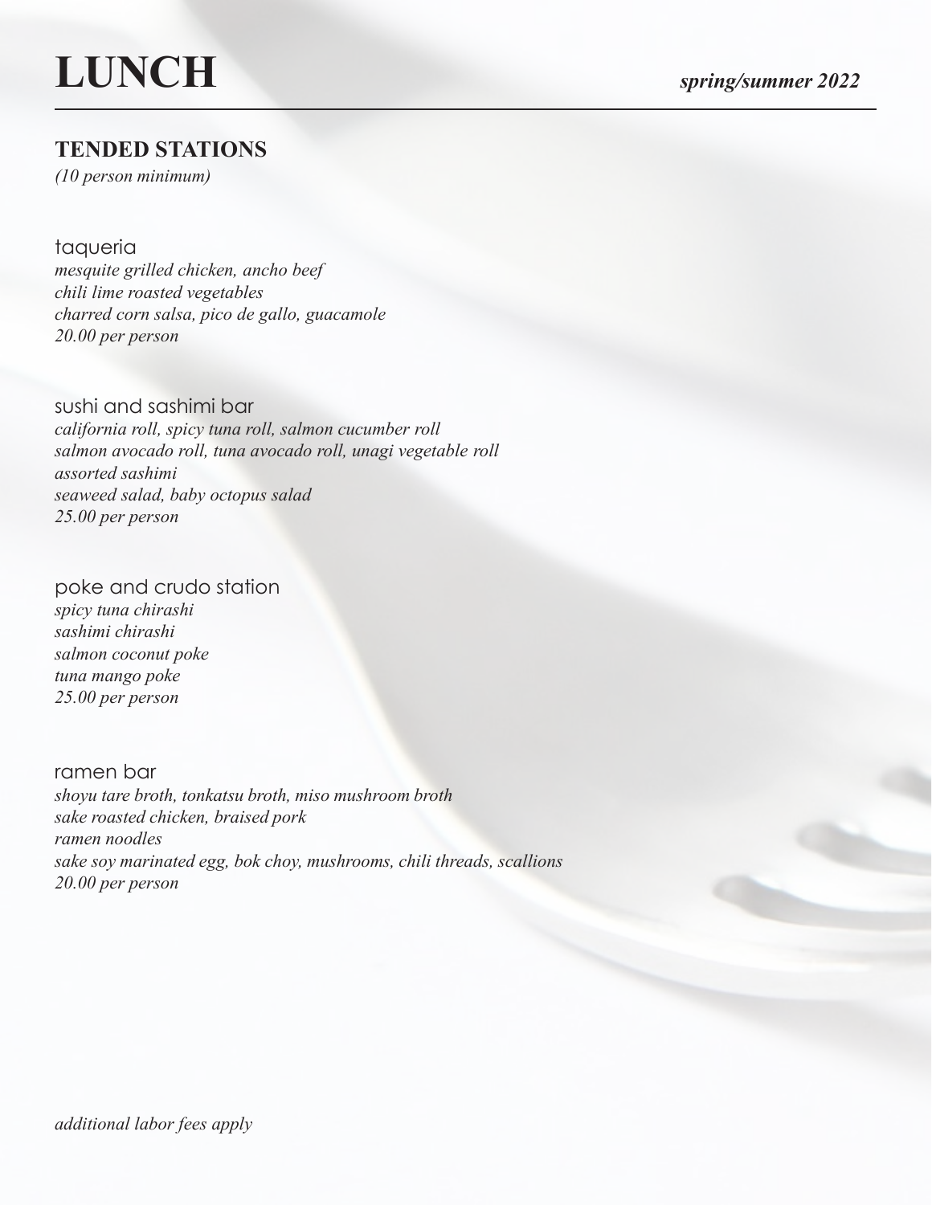# LUNCH

***spring/summer 2022***

## TENDED STATIONS

*(10 person minimum)*

### taqueria

*mesquite grilled chicken, ancho beef*
*chili lime roasted vegetables*
*charred corn salsa, pico de gallo, guacamole*
*20.00 per person*

### sushi and sashimi bar

*california roll, spicy tuna roll, salmon cucumber roll*
*salmon avocado roll, tuna avocado roll, unagi vegetable roll*
*assorted sashimi*
*seaweed salad, baby octopus salad*
*25.00 per person*

### poke and crudo station

*spicy tuna chirashi*
*sashimi chirashi*
*salmon coconut poke*
*tuna mango poke*
*25.00 per person*

### ramen bar

*shoyu tare broth, tonkatsu broth, miso mushroom broth*
*sake roasted chicken, braised pork*
*ramen noodles*
*sake soy marinated egg, bok choy, mushrooms, chili threads, scallions*
*20.00 per person*

*additional labor fees apply*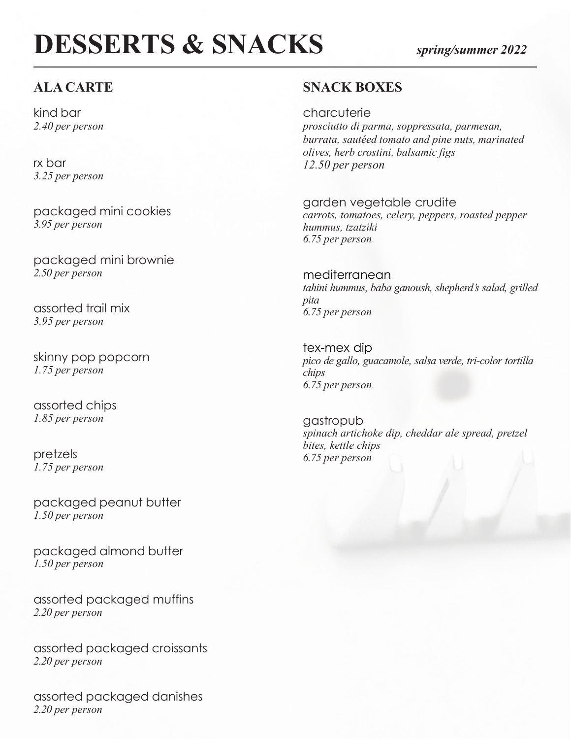# DESSERTS & SNACKS

*spring/summer 2022*

## ALA CARTE

kind bar
*2.40 per person*

rx bar
*3.25 per person*

packaged mini cookies
*3.95 per person*

packaged mini brownie
*2.50 per person*

assorted trail mix
*3.95 per person*

skinny pop popcorn
*1.75 per person*

assorted chips
*1.85 per person*

pretzels
*1.75 per person*

packaged peanut butter
*1.50 per person*

packaged almond butter
*1.50 per person*

assorted packaged muffins
*2.20 per person*

assorted packaged croissants
*2.20 per person*

assorted packaged danishes
*2.20 per person*

## SNACK BOXES

charcuterie
*prosciutto di parma, soppressata, parmesan, burrata, sautéed tomato and pine nuts, marinated olives, herb crostini, balsamic figs*
*12.50 per person*

garden vegetable crudite
*carrots, tomatoes, celery, peppers, roasted pepper hummus, tzatziki*
*6.75 per person*

mediterranean
*tahini hummus, baba ganoush, shepherd's salad, grilled pita*
*6.75 per person*

tex-mex dip
*pico de gallo, guacamole, salsa verde, tri-color tortilla chips*
*6.75 per person*

gastropub
*spinach artichoke dip, cheddar ale spread, pretzel bites, kettle chips*
*6.75 per person*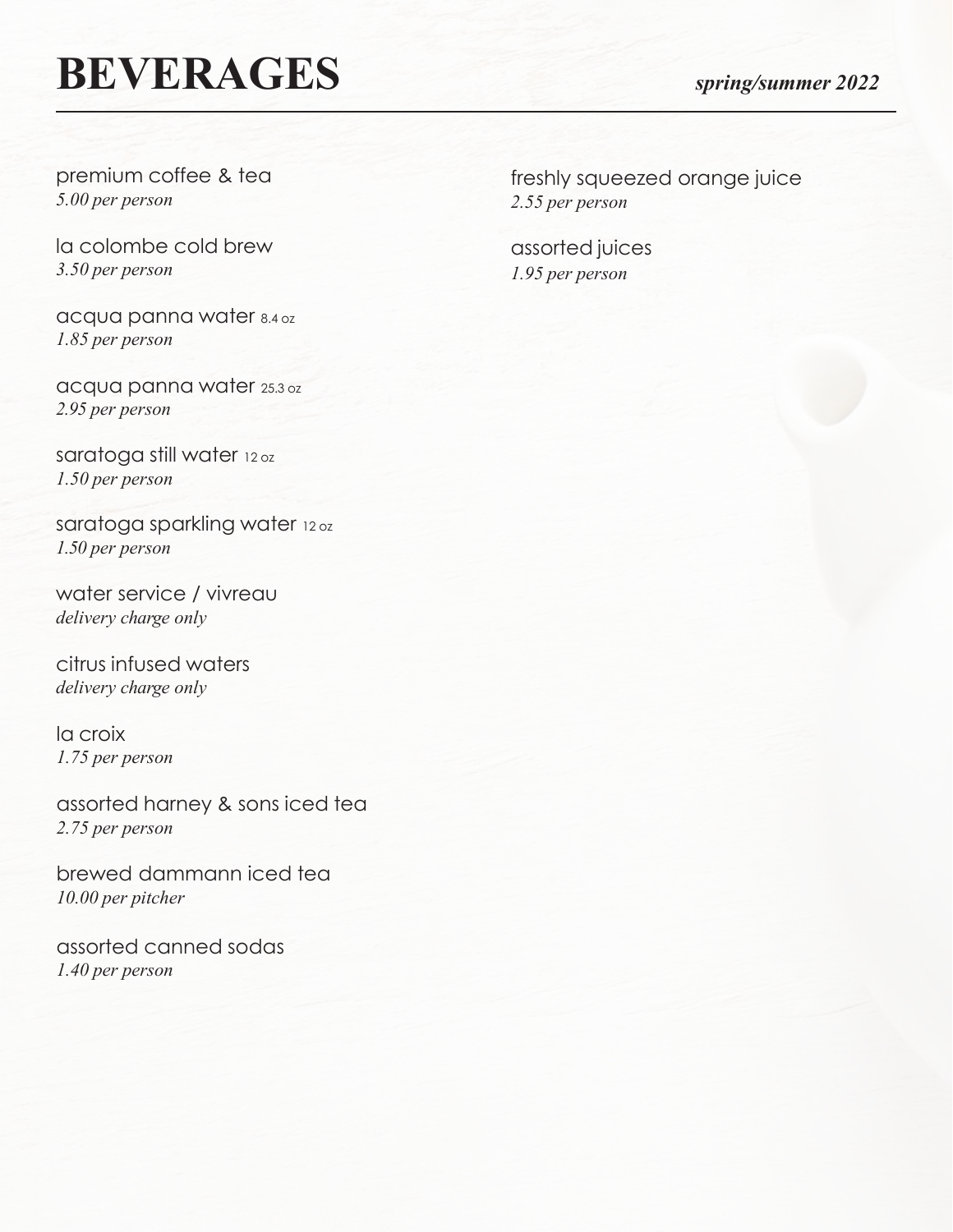# BEVERAGES

***spring/summer 2022***

premium coffee & tea
*5.00 per person*

la colombe cold brew
*3.50 per person*

acqua panna water 8.4 oz
*1.85 per person*

acqua panna water 25.3 oz
*2.95 per person*

saratoga still water 12 oz
*1.50 per person*

saratoga sparkling water 12 oz
*1.50 per person*

water service / vivreau
*delivery charge only*

citrus infused waters
*delivery charge only*

la croix
*1.75 per person*

assorted harney & sons iced tea
*2.75 per person*

brewed dammann iced tea
*10.00 per pitcher*

assorted canned sodas
*1.40 per person*

freshly squeezed orange juice
*2.55 per person*

assorted juices
*1.95 per person*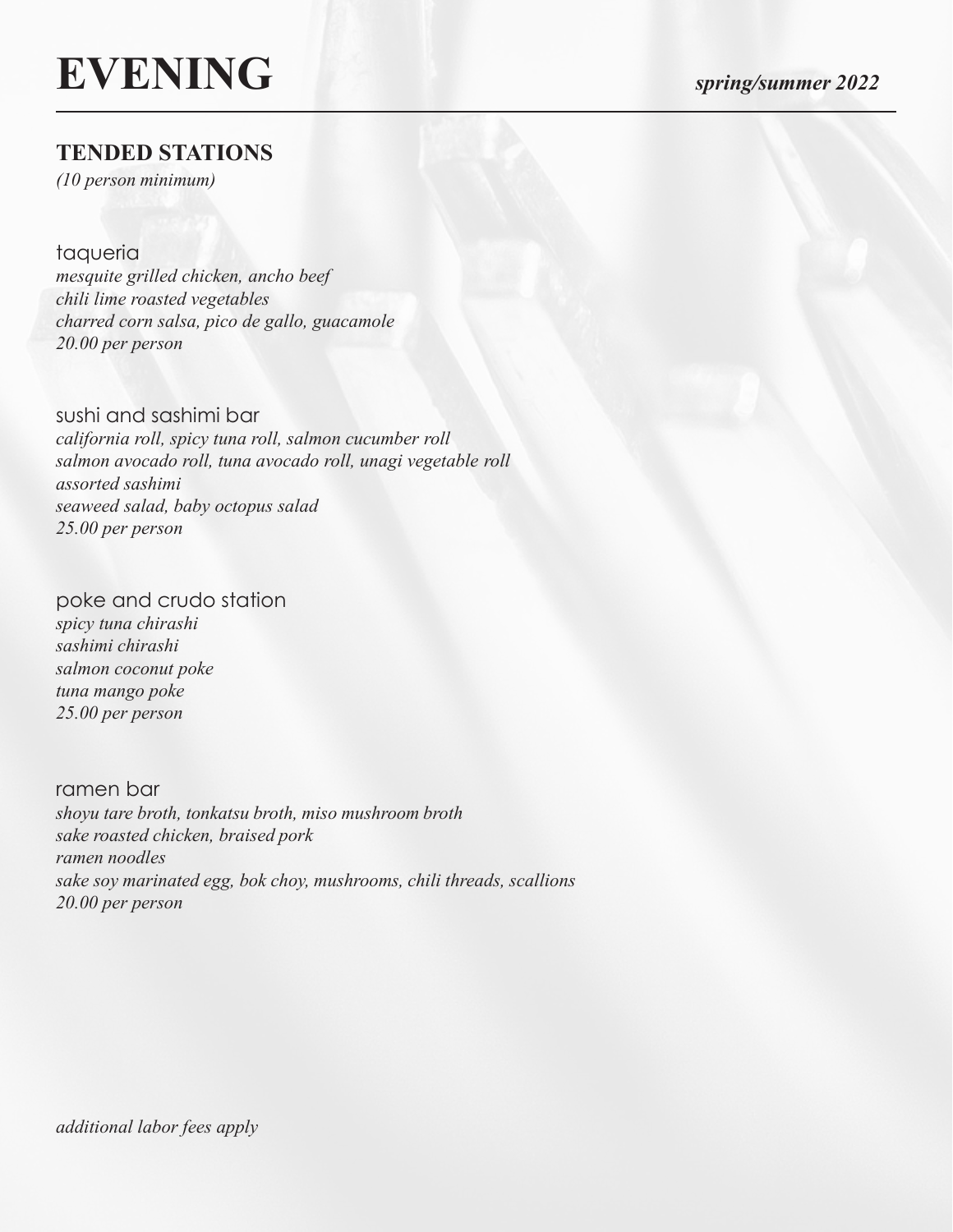# EVENING

*spring/summer 2022*

## TENDED STATIONS

*(10 person minimum)*

### taqueria

*mesquite grilled chicken, ancho beef*
*chili lime roasted vegetables*
*charred corn salsa, pico de gallo, guacamole*
*20.00 per person*

### sushi and sashimi bar

*california roll, spicy tuna roll, salmon cucumber roll*
*salmon avocado roll, tuna avocado roll, unagi vegetable roll*
*assorted sashimi*
*seaweed salad, baby octopus salad*
*25.00 per person*

### poke and crudo station

*spicy tuna chirashi*
*sashimi chirashi*
*salmon coconut poke*
*tuna mango poke*
*25.00 per person*

### ramen bar

*shoyu tare broth, tonkatsu broth, miso mushroom broth*
*sake roasted chicken, braised pork*
*ramen noodles*
*sake soy marinated egg, bok choy, mushrooms, chili threads, scallions*
*20.00 per person*

*additional labor fees apply*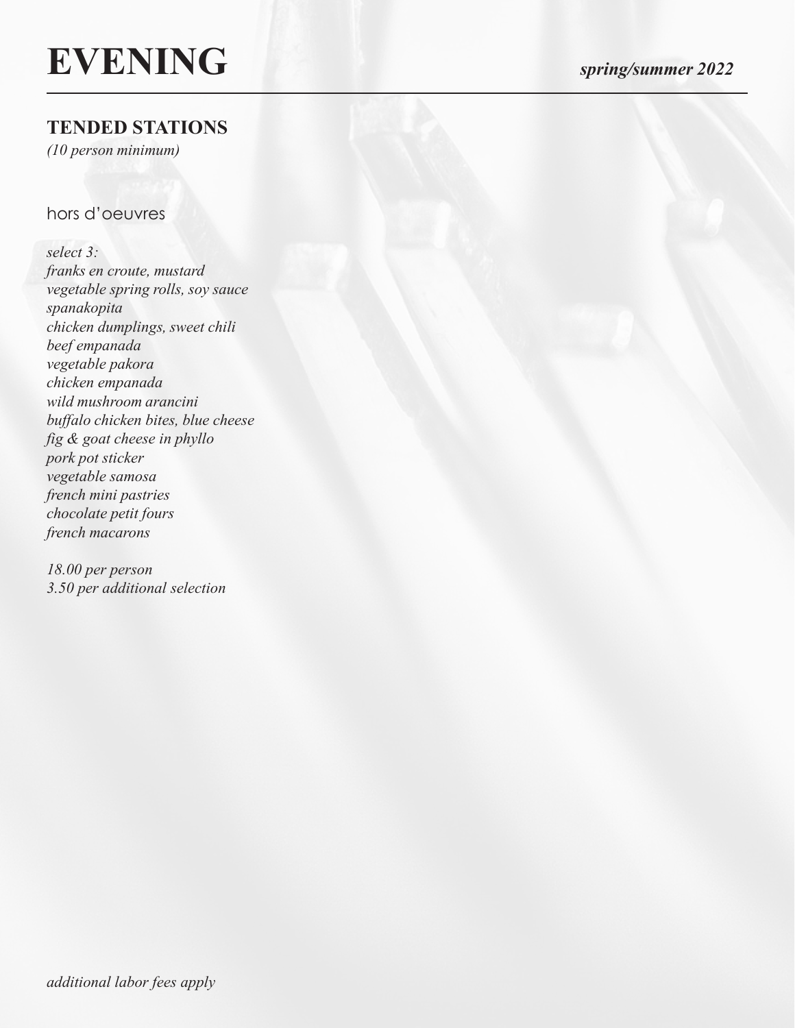# EVENING

***spring/summer 2022***

## TENDED STATIONS

*(10 person minimum)*

### hors d'oeuvres

*select 3:*
*franks en croute, mustard*
*vegetable spring rolls, soy sauce*
*spanakopita*
*chicken dumplings, sweet chili*
*beef empanada*
*vegetable pakora*
*chicken empanada*
*wild mushroom arancini*
*buffalo chicken bites, blue cheese*
*fig & goat cheese in phyllo*
*pork pot sticker*
*vegetable samosa*
*french mini pastries*
*chocolate petit fours*
*french macarons*

*18.00 per person*
*3.50 per additional selection*

*additional labor fees apply*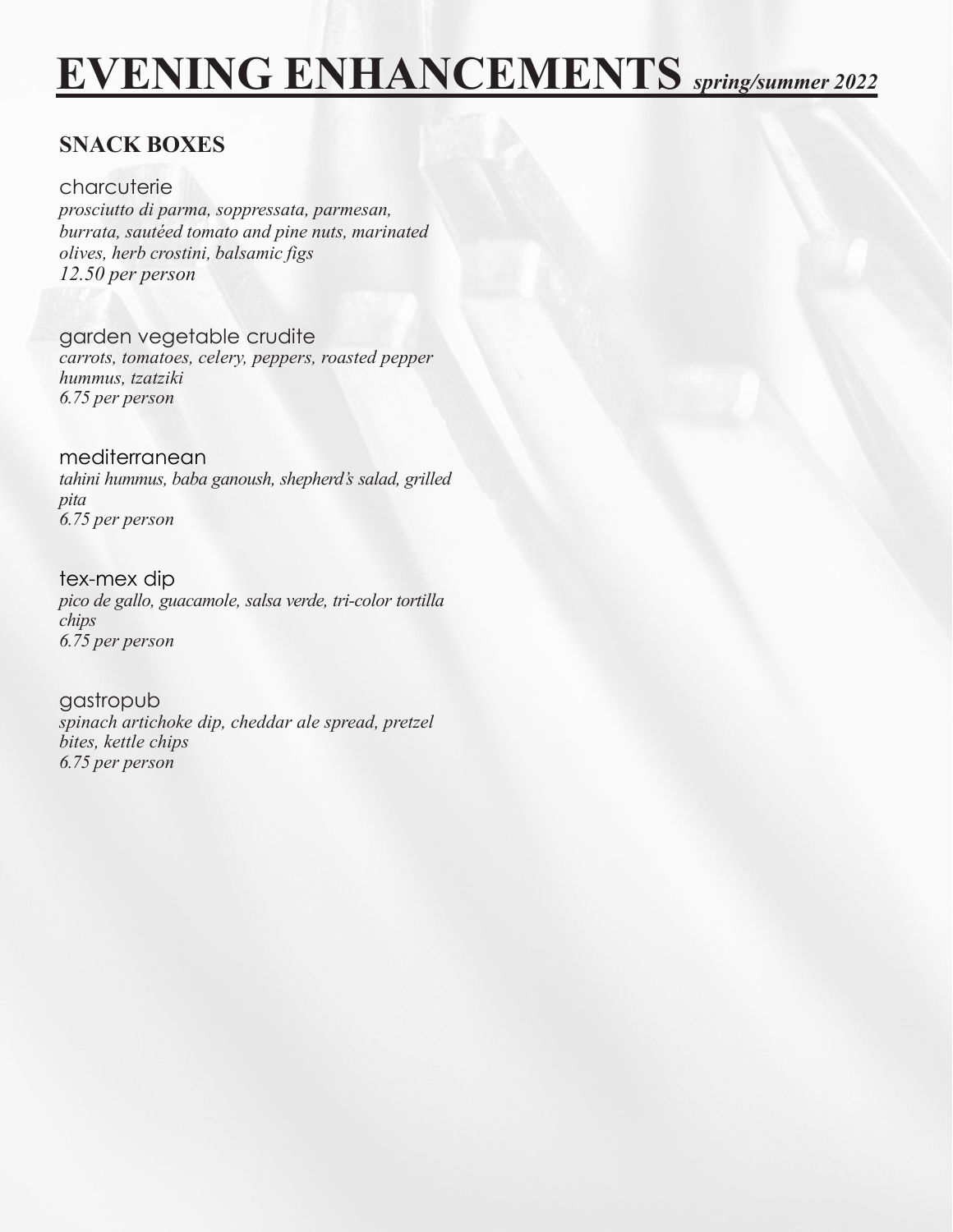# EVENING ENHANCEMENTS *spring/summer 2022*

## SNACK BOXES

### charcuterie

*prosciutto di parma, soppressata, parmesan, burrata, sautéed tomato and pine nuts, marinated olives, herb crostini, balsamic figs*
*12.50 per person*

### garden vegetable crudite

*carrots, tomatoes, celery, peppers, roasted pepper hummus, tzatziki*
*6.75 per person*

### mediterranean

*tahini hummus, baba ganoush, shepherd's salad, grilled pita*
*6.75 per person*

### tex-mex dip

*pico de gallo, guacamole, salsa verde, tri-color tortilla chips*
*6.75 per person*

### gastropub

*spinach artichoke dip, cheddar ale spread, pretzel bites, kettle chips*
*6.75 per person*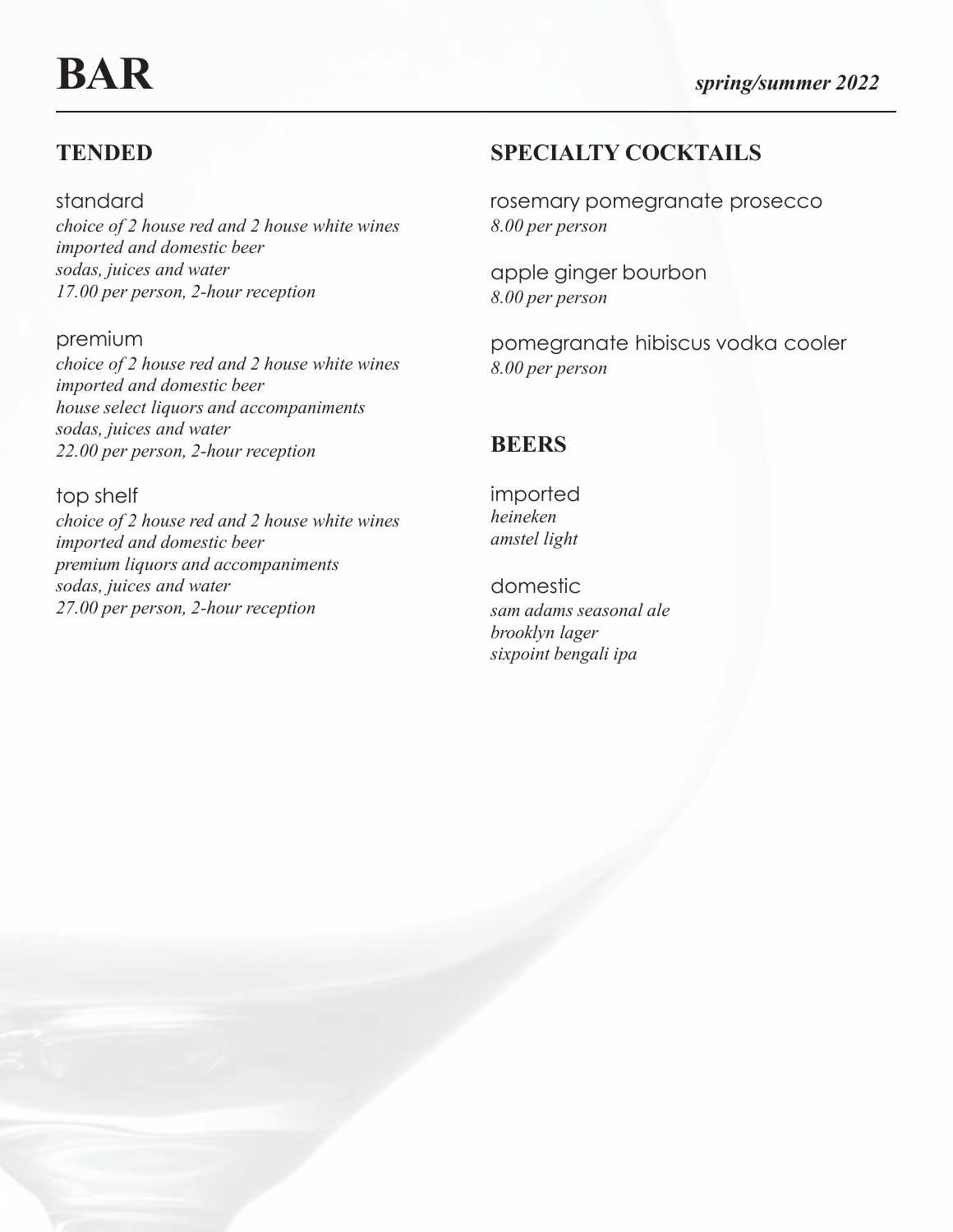# BAR

*spring/summer 2022*

## TENDED

standard

*choice of 2 house red and 2 house white wines*
*imported and domestic beer*
*sodas, juices and water*
*17.00 per person, 2-hour reception*

premium

*choice of 2 house red and 2 house white wines*
*imported and domestic beer*
*house select liquors and accompaniments*
*sodas, juices and water*
*22.00 per person, 2-hour reception*

top shelf

*choice of 2 house red and 2 house white wines*
*imported and domestic beer*
*premium liquors and accompaniments*
*sodas, juices and water*
*27.00 per person, 2-hour reception*

## SPECIALTY COCKTAILS

rosemary pomegranate prosecco
*8.00 per person*

apple ginger bourbon
*8.00 per person*

pomegranate hibiscus vodka cooler
*8.00 per person*

## BEERS

imported

*heineken*
*amstel light*

domestic

*sam adams seasonal ale*
*brooklyn lager*
*sixpoint bengali ipa*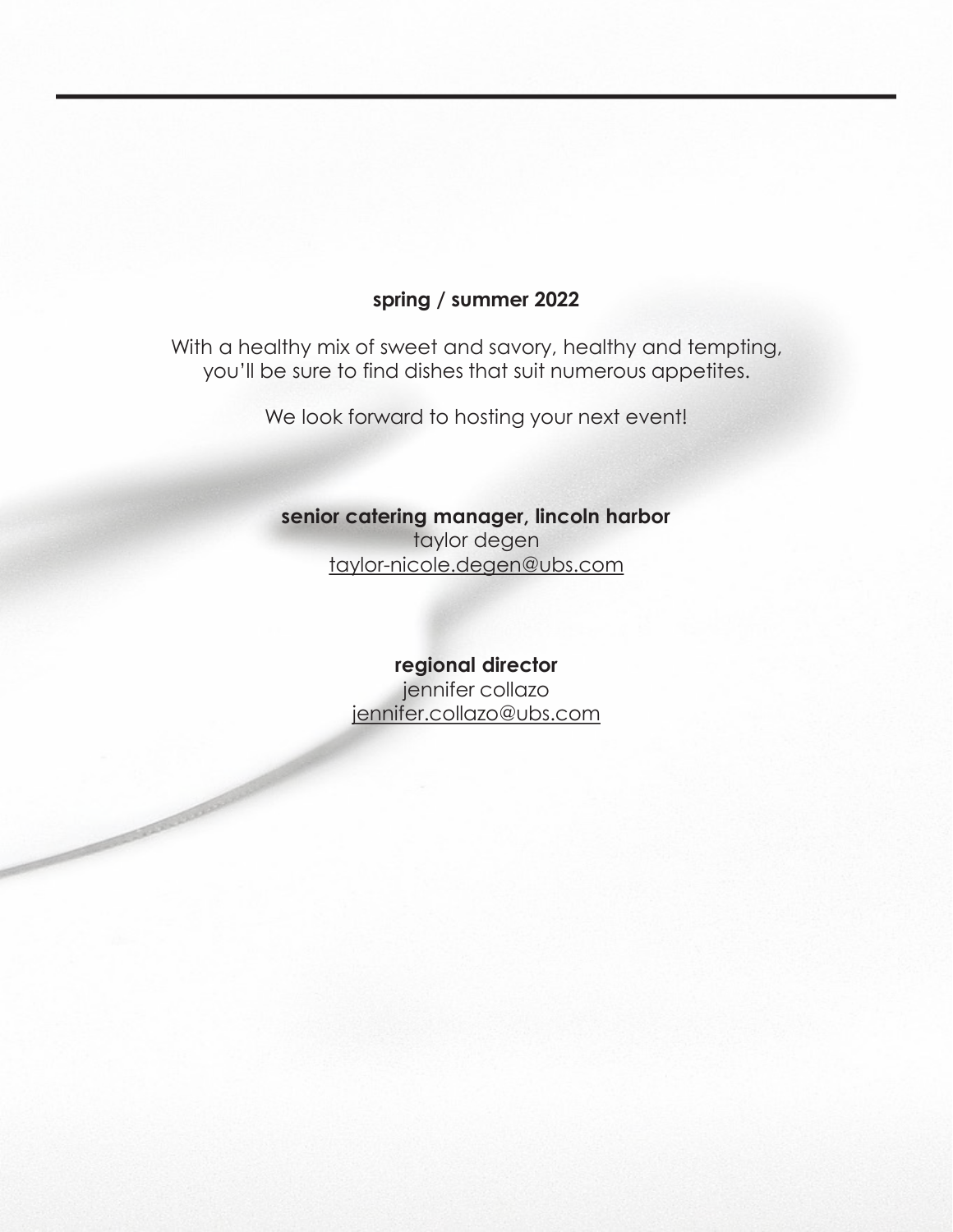**spring / summer 2022**

With a healthy mix of sweet and savory, healthy and tempting, you'll be sure to find dishes that suit numerous appetites.

We look forward to hosting your next event!

**senior catering manager, lincoln harbor**
taylor degen
taylor-nicole.degen@ubs.com

**regional director**
jennifer collazo
jennifer.collazo@ubs.com